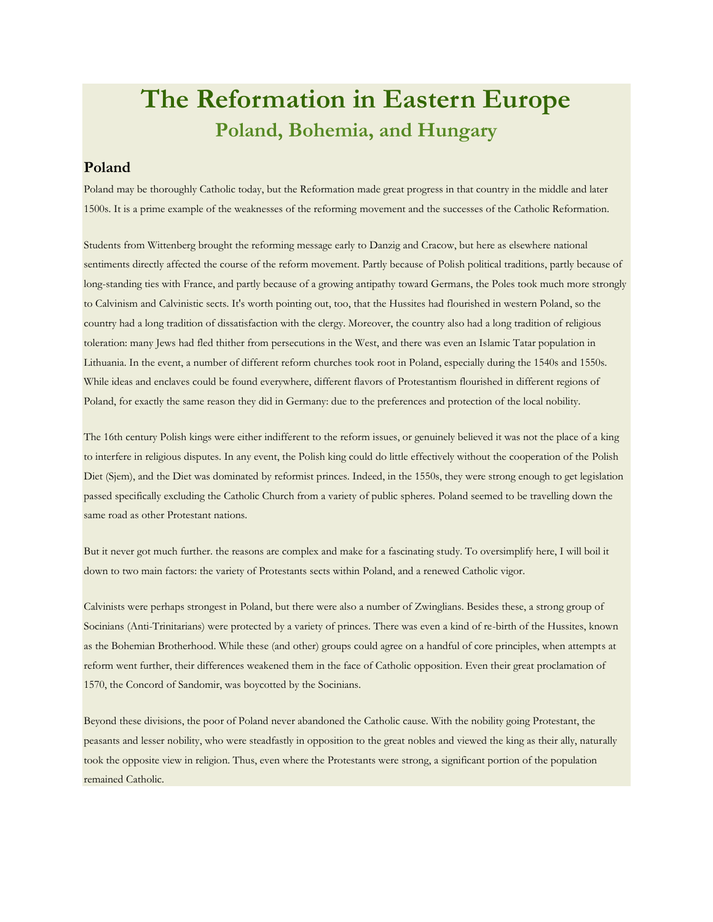# The Reformation in Eastern Europe

## Poland, Bohemia, and Hungary

### Poland

Poland may be thoroughly Catholic today, but the Reformation made great progress in that country in the middle and later 1500s. It is a prime example of the weaknesses of the reforming movement and the successes of the Catholic Reformation.

Students from Wittenberg brought the reforming message early to Danzig and Cracow, but here as elsewhere national sentiments directly affected the course of the reform movement. Partly because of Polish political traditions, partly because of long-standing ties with France, and partly because of a growing antipathy toward Germans, the Poles took much more strongly to Calvinism and Calvinistic sects. It's worth pointing out, too, that the Hussites had flourished in western Poland, so the country had a long tradition of dissatisfaction with the clergy. Moreover, the country also had a long tradition of religious toleration: many Jews had fled thither from persecutions in the West, and there was even an Islamic Tatar population in Lithuania. In the event, a number of different reform churches took root in Poland, especially during the 1540s and 1550s. While ideas and enclaves could be found everywhere, different flavors of Protestantism flourished in different regions of Poland, for exactly the same reason they did in Germany: due to the preferences and protection of the local nobility.

The 16th century Polish kings were either indifferent to the reform issues, or genuinely believed it was not the place of a king to interfere in religious disputes. In any event, the Polish king could do little effectively without the cooperation of the Polish Diet (Sjem), and the Diet was dominated by reformist princes. Indeed, in the 1550s, they were strong enough to get legislation passed specifically excluding the Catholic Church from a variety of public spheres. Poland seemed to be travelling down the same road as other Protestant nations.

But it never got much further. the reasons are complex and make for a fascinating study. To oversimplify here, I will boil it down to two main factors: the variety of Protestants sects within Poland, and a renewed Catholic vigor.

Calvinists were perhaps strongest in Poland, but there were also a number of Zwinglians. Besides these, a strong group of Socinians (Anti-Trinitarians) were protected by a variety of princes. There was even a kind of re-birth of the Hussites, known as the Bohemian Brotherhood. While these (and other) groups could agree on a handful of core principles, when attempts at reform went further, their differences weakened them in the face of Catholic opposition. Even their great proclamation of 1570, the Concord of Sandomir, was boycotted by the Socinians.

Beyond these divisions, the poor of Poland never abandoned the Catholic cause. With the nobility going Protestant, the peasants and lesser nobility, who were steadfastly in opposition to the great nobles and viewed the king as their ally, naturally took the opposite view in religion. Thus, even where the Protestants were strong, a significant portion of the population remained Catholic.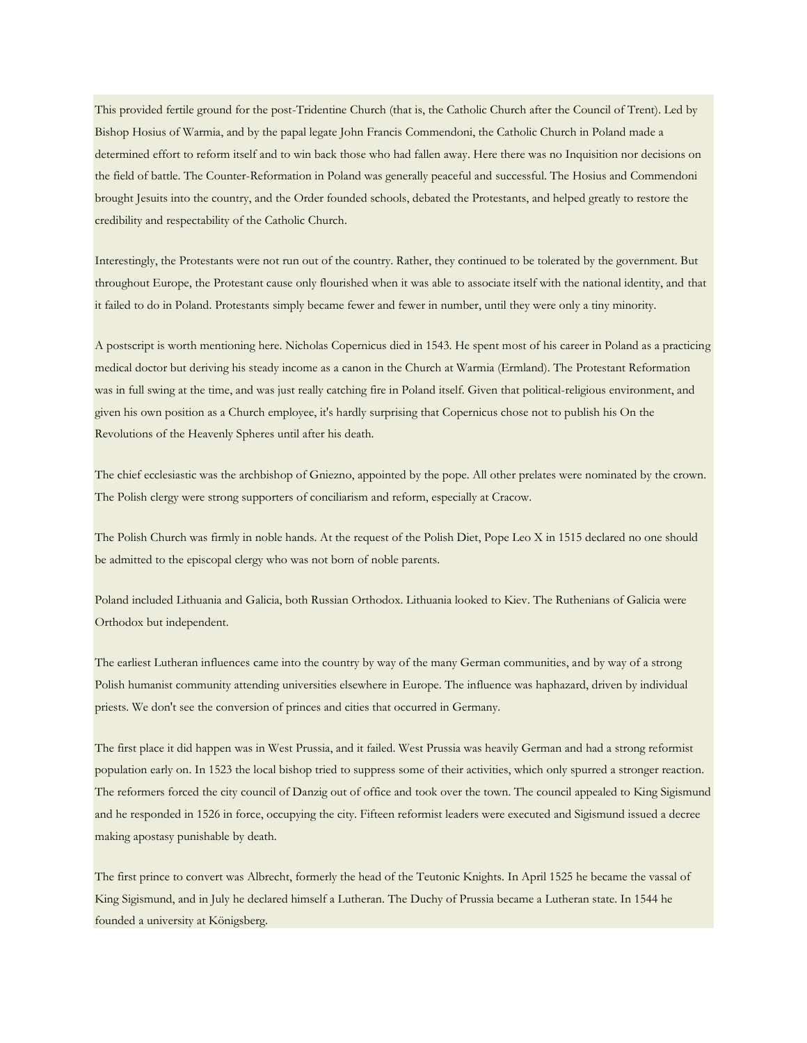This provided fertile ground for the post-Tridentine Church (that is, the Catholic Church after the Council of Trent). Led by Bishop Hosius of Warmia, and by the papal legate John Francis Commendoni, the Catholic Church in Poland made a determined effort to reform itself and to win back those who had fallen away. Here there was no Inquisition nor decisions on the field of battle. The Counter-Reformation in Poland was generally peaceful and successful. The Hosius and Commendoni brought Jesuits into the country, and the Order founded schools, debated the Protestants, and helped greatly to restore the credibility and respectability of the Catholic Church.

Interestingly, the Protestants were not run out of the country. Rather, they continued to be tolerated by the government. But throughout Europe, the Protestant cause only flourished when it was able to associate itself with the national identity, and that it failed to do in Poland. Protestants simply became fewer and fewer in number, until they were only a tiny minority.

A postscript is worth mentioning here. Nicholas Copernicus died in 1543. He spent most of his career in Poland as a practicing medical doctor but deriving his steady income as a canon in the Church at Warmia (Ermland). The Protestant Reformation was in full swing at the time, and was just really catching fire in Poland itself. Given that political-religious environment, and given his own position as a Church employee, it's hardly surprising that Copernicus chose not to publish his On the Revolutions of the Heavenly Spheres until after his death.

The chief ecclesiastic was the archbishop of Gniezno, appointed by the pope. All other prelates were nominated by the crown. The Polish clergy were strong supporters of conciliarism and reform, especially at Cracow.

The Polish Church was firmly in noble hands. At the request of the Polish Diet, Pope Leo X in 1515 declared no one should be admitted to the episcopal clergy who was not born of noble parents.

Poland included Lithuania and Galicia, both Russian Orthodox. Lithuania looked to Kiev. The Ruthenians of Galicia were Orthodox but independent.

The earliest Lutheran influences came into the country by way of the many German communities, and by way of a strong Polish humanist community attending universities elsewhere in Europe. The influence was haphazard, driven by individual priests. We don't see the conversion of princes and cities that occurred in Germany.

The first place it did happen was in West Prussia, and it failed. West Prussia was heavily German and had a strong reformist population early on. In 1523 the local bishop tried to suppress some of their activities, which only spurred a stronger reaction. The reformers forced the city council of Danzig out of office and took over the town. The council appealed to King Sigismund and he responded in 1526 in force, occupying the city. Fifteen reformist leaders were executed and Sigismund issued a decree making apostasy punishable by death.

The first prince to convert was Albrecht, formerly the head of the Teutonic Knights. In April 1525 he became the vassal of King Sigismund, and in July he declared himself a Lutheran. The Duchy of Prussia became a Lutheran state. In 1544 he founded a university at Königsberg.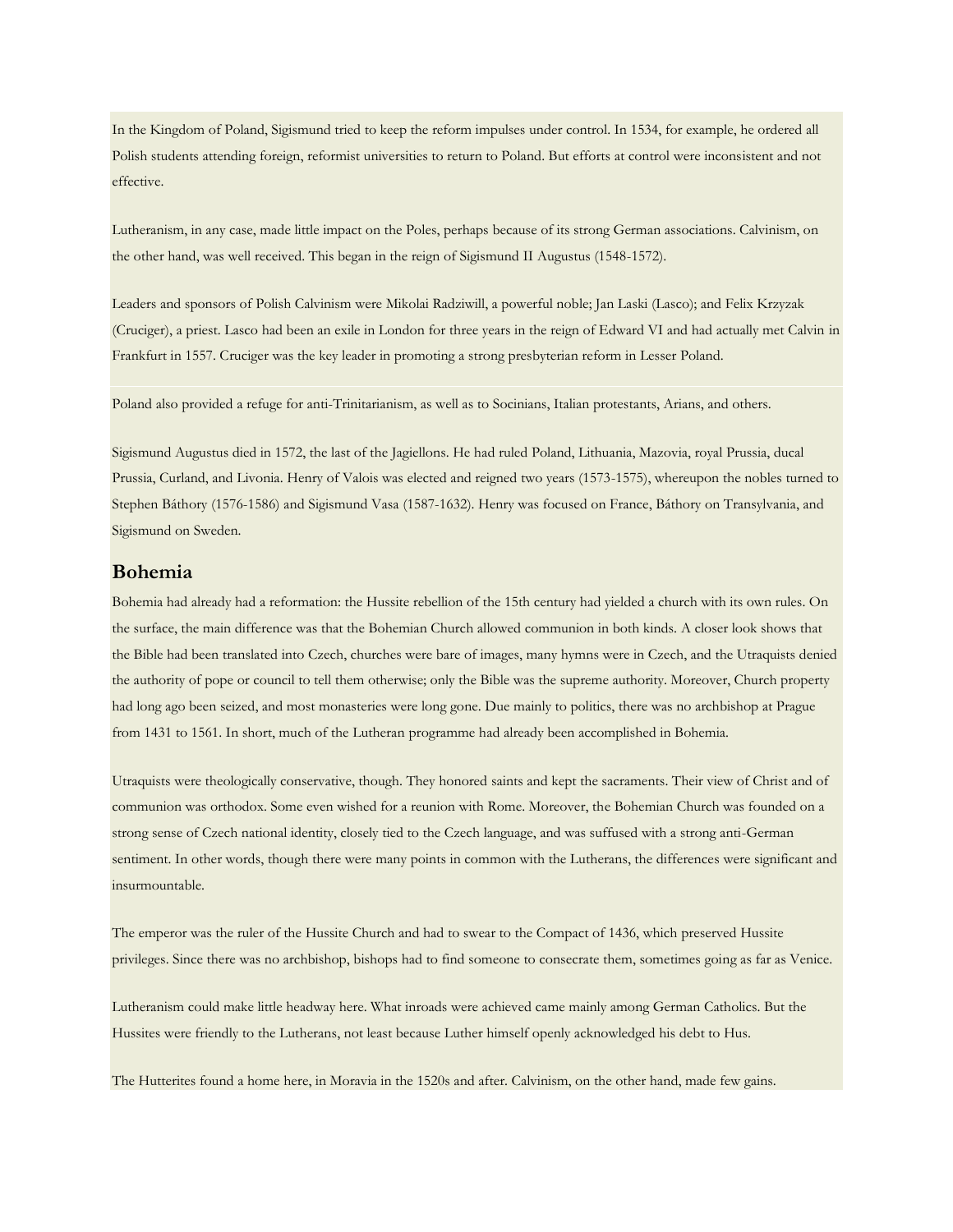In the Kingdom of Poland, Sigismund tried to keep the reform impulses under control. In 1534, for example, he ordered all Polish students attending foreign, reformist universities to return to Poland. But efforts at control were inconsistent and not effective.

Lutheranism, in any case, made little impact on the Poles, perhaps because of its strong German associations. Calvinism, on the other hand, was well received. This began in the reign of Sigismund II Augustus (1548-1572).

Leaders and sponsors of Polish Calvinism were Mikolai Radziwill, a powerful noble; Jan Laski (Lasco); and Felix Krzyzak (Cruciger), a priest. Lasco had been an exile in London for three years in the reign of Edward VI and had actually met Calvin in Frankfurt in 1557. Cruciger was the key leader in promoting a strong presbyterian reform in Lesser Poland.

Poland also provided a refuge for anti-Trinitarianism, as well as to Socinians, Italian protestants, Arians, and others.

Sigismund Augustus died in 1572, the last of the Jagiellons. He had ruled Poland, Lithuania, Mazovia, royal Prussia, ducal Prussia, Curland, and Livonia. Henry of Valois was elected and reigned two years (1573-1575), whereupon the nobles turned to Stephen Báthory (1576-1586) and Sigismund Vasa (1587-1632). Henry was focused on France, Báthory on Transylvania, and Sigismund on Sweden.

## Bohemia

Bohemia had already had a reformation: the Hussite rebellion of the 15th century had yielded a church with its own rules. On the surface, the main difference was that the Bohemian Church allowed communion in both kinds. A closer look shows that the Bible had been translated into Czech, churches were bare of images, many hymns were in Czech, and the Utraquists denied the authority of pope or council to tell them otherwise; only the Bible was the supreme authority. Moreover, Church property had long ago been seized, and most monasteries were long gone. Due mainly to politics, there was no archbishop at Prague from 1431 to 1561. In short, much of the Lutheran programme had already been accomplished in Bohemia.

Utraquists were theologically conservative, though. They honored saints and kept the sacraments. Their view of Christ and of communion was orthodox. Some even wished for a reunion with Rome. Moreover, the Bohemian Church was founded on a strong sense of Czech national identity, closely tied to the Czech language, and was suffused with a strong anti-German sentiment. In other words, though there were many points in common with the Lutherans, the differences were significant and insurmountable.

The emperor was the ruler of the Hussite Church and had to swear to the Compact of 1436, which preserved Hussite privileges. Since there was no archbishop, bishops had to find someone to consecrate them, sometimes going as far as Venice.

Lutheranism could make little headway here. What inroads were achieved came mainly among German Catholics. But the Hussites were friendly to the Lutherans, not least because Luther himself openly acknowledged his debt to Hus.

The Hutterites found a home here, in Moravia in the 1520s and after. Calvinism, on the other hand, made few gains.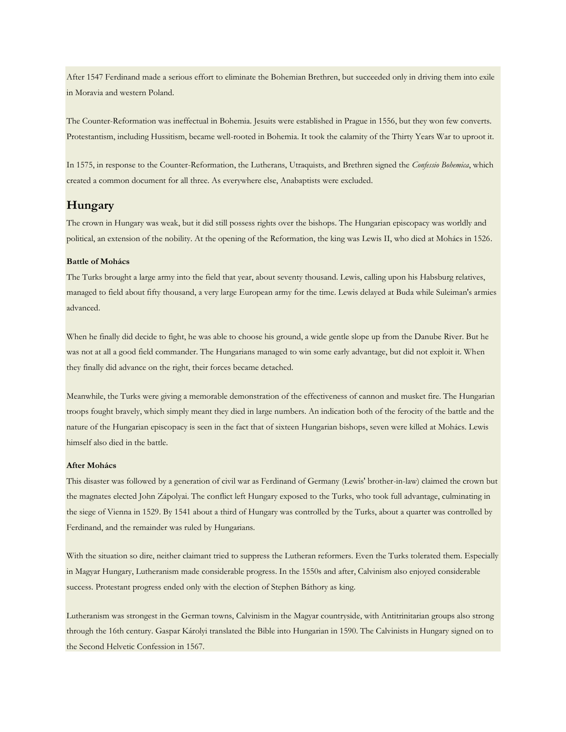After 1547 Ferdinand made a serious effort to eliminate the Bohemian Brethren, but succeeded only in driving them into exile in Moravia and western Poland.

The Counter-Reformation was ineffectual in Bohemia. Jesuits were established in Prague in 1556, but they won few converts. Protestantism, including Hussitism, became well-rooted in Bohemia. It took the calamity of the Thirty Years War to uproot it.

In 1575, in response to the Counter-Reformation, the Lutherans, Utraquists, and Brethren signed the *Confessio Bohemica*, which created a common document for all three. As everywhere else, Anabaptists were excluded.

## Hungary

The crown in Hungary was weak, but it did still possess rights over the bishops. The Hungarian episcopacy was worldly and political, an extension of the nobility. At the opening of the Reformation, the king was Lewis II, who died at Mohács in 1526.

**Battle of Mohács**

The Turks brought a large army into the field that year, about seventy thousand. Lewis, calling upon his Habsburg relatives, managed to field about fifty thousand, a very large European army for the time. Lewis delayed at Buda while Suleiman's armies advanced.

When he finally did decide to fight, he was able to choose his ground, a wide gentle slope up from the Danube River. But he was not at all a good field commander. The Hungarians managed to win some early advantage, but did not exploit it. When they finally did advance on the right, their forces became detached.

Meanwhile, the Turks were giving a memorable demonstration of the effectiveness of cannon and musket fire. The Hungarian troops fought bravely, which simply meant they died in large numbers. An indication both of the ferocity of the battle and the nature of the Hungarian episcopacy is seen in the fact that of sixteen Hungarian bishops, seven were killed at Mohács. Lewis himself also died in the battle.

**After Mohács**

This disaster was followed by a generation of civil war as Ferdinand of Germany (Lewis' brother-in-law) claimed the crown but the magnates elected John Zápolyai. The conflict left Hungary exposed to the Turks, who took full advantage, culminating in the siege of Vienna in 1529. By 1541 about a third of Hungary was controlled by the Turks, about a quarter was controlled by Ferdinand, and the remainder was ruled by Hungarians.

With the situation so dire, neither claimant tried to suppress the Lutheran reformers. Even the Turks tolerated them. Especially in Magyar Hungary, Lutheranism made considerable progress. In the 1550s and after, Calvinism also enjoyed considerable success. Protestant progress ended only with the election of Stephen Báthory as king.

Lutheranism was strongest in the German towns, Calvinism in the Magyar countryside, with Antitrinitarian groups also strong through the 16th century. Gaspar Károlyi translated the Bible into Hungarian in 1590. The Calvinists in Hungary signed on to the Second Helvetic Confession in 1567.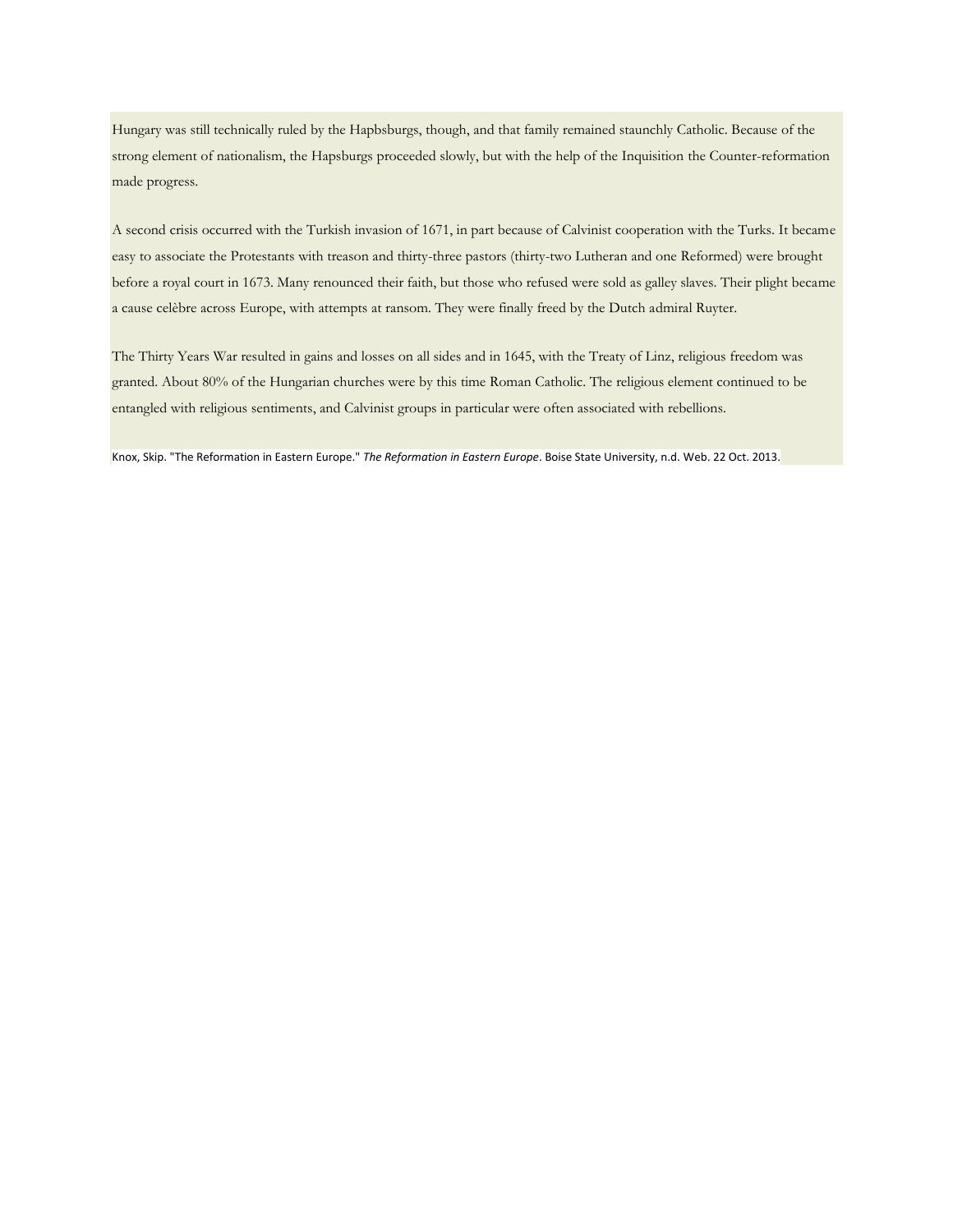Hungary was still technically ruled by the Hapbsburgs, though, and that family remained staunchly Catholic. Because of the strong element of nationalism, the Hapsburgs proceeded slowly, but with the help of the Inquisition the Counter-reformation made progress.

A second crisis occurred with the Turkish invasion of 1671, in part because of Calvinist cooperation with the Turks. It became easy to associate the Protestants with treason and thirty-three pastors (thirty-two Lutheran and one Reformed) were brought before a royal court in 1673. Many renounced their faith, but those who refused were sold as galley slaves. Their plight became a cause celèbre across Europe, with attempts at ransom. They were finally freed by the Dutch admiral Ruyter.

The Thirty Years War resulted in gains and losses on all sides and in 1645, with the Treaty of Linz, religious freedom was granted. About 80% of the Hungarian churches were by this time Roman Catholic. The religious element continued to be entangled with religious sentiments, and Calvinist groups in particular were often associated with rebellions.

Knox, Skip. "The Reformation in Eastern Europe." *The Reformation in Eastern Europe*. Boise State University, n.d. Web. 22 Oct. 2013.